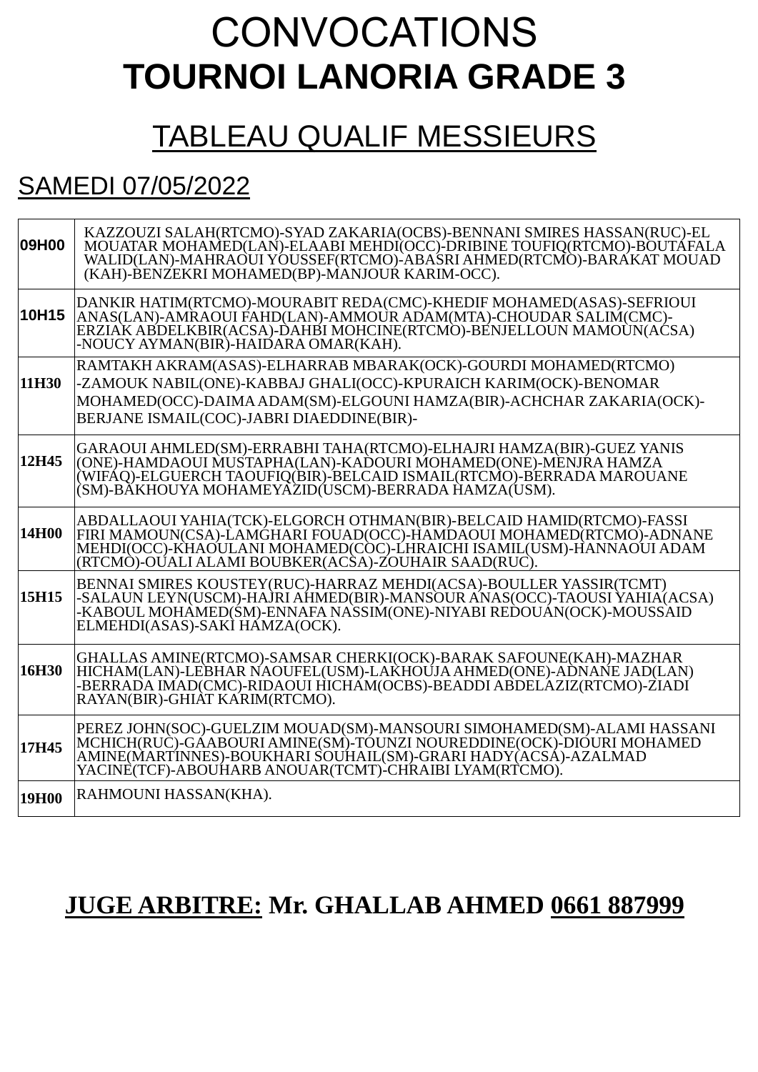# CONVOCATIONS
# TOURNOI LANORIA GRADE 3

## TABLEAU QUALIF MESSIEURS

### SAMEDI 07/05/2022

| | |
|---|---|
| **09H00** | KAZZOUZI SALAH(RTCMO)-SYAD ZAKARIA(OCBS)-BENNANI SMIRES HASSAN(RUC)-EL MOUATAR MOHAMED(LAN)-ELAABI MEHDI(OCC)-DRIBINE TOUFIQ(RTCMO)-BOUTAFALA WALID(LAN)-MAHRAOUI YOUSSEF(RTCMO)-ABASRI AHMED(RTCMO)-BARAKAT MOUAD (KAH)-BENZEKRI MOHAMED(BP)-MANJOUR KARIM-OCC). |
| **10H15** | DANKIR HATIM(RTCMO)-MOURABIT REDA(CMC)-KHEDIF MOHAMED(ASAS)-SEFRIOUI ANAS(LAN)-AMRAOUI FAHD(LAN)-AMMOUR ADAM(MTA)-CHOUDAR SALIM(CMC)-ERZIAK ABDELKBIR(ACSA)-DAHBI MOHCINE(RTCMO)-BENJELLOUN MAMOUN(ACSA) -NOUCY AYMAN(BIR)-HAIDARA OMAR(KAH). |
| **11H30** | RAMTAKH AKRAM(ASAS)-ELHARRAB MBARAK(OCK)-GOURDI MOHAMED(RTCMO) -ZAMOUK NABIL(ONE)-KABBAJ GHALI(OCC)-KPURAICH KARIM(OCK)-BENOMAR MOHAMED(OCC)-DAIMA ADAM(SM)-ELGOUNI HAMZA(BIR)-ACHCHAR ZAKARIA(OCK)-BERJANE ISMAIL(COC)-JABRI DIAEDDINE(BIR)- |
| **12H45** | GARAOUI AHMLED(SM)-ERRABHI TAHA(RTCMO)-ELHAJRI HAMZA(BIR)-GUEZ YANIS (ONE)-HAMDAOUI MUSTAPHA(LAN)-KADOURI MOHAMED(ONE)-MENJRA HAMZA (WIFAQ)-ELGUERCH TAOUFIQ(BIR)-BELCAID ISMAIL(RTCMO)-BERRADA MAROUANE (SM)-BAKHOUYA MOHAMEYAZID(USCM)-BERRADA HAMZA(USM). |
| **14H00** | ABDALLAOUI YAHIA(TCK)-ELGORCH OTHMAN(BIR)-BELCAID HAMID(RTCMO)-FASSI FIRI MAMOUN(CSA)-LAMGHARI FOUAD(OCC)-HAMDAOUI MOHAMED(RTCMO)-ADNANE MEHDI(OCC)-KHAOULANI MOHAMED(COC)-LHRAICHI ISAMIL(USM)-HANNAOUI ADAM (RTCMO)-OUALI ALAMI BOUBKER(ACSA)-ZOUHAIR SAAD(RUC). |
| **15H15** | BENNAI SMIRES KOUSTEY(RUC)-HARRAZ MEHDI(ACSA)-BOULLER YASSIR(TCMT) -SALAUN LEYN(USCM)-HAJRI AHMED(BIR)-MANSOUR ANAS(OCC)-TAOUSI YAHIA(ACSA) -KABOUL MOHAMED(SM)-ENNAFA NASSIM(ONE)-NIYABI REDOUAN(OCK)-MOUSSAID ELMEHDI(ASAS)-SAKI HAMZA(OCK). |
| **16H30** | GHALLAS AMINE(RTCMO)-SAMSAR CHERKI(OCK)-BARAK SAFOUNE(KAH)-MAZHAR HICHAM(LAN)-LEBHAR NAOUFEL(USM)-LAKHOUJA AHMED(ONE)-ADNANE JAD(LAN) -BERRADA IMAD(CMC)-RIDAOUI HICHAM(OCBS)-BEADDI ABDELAZIZ(RTCMO)-ZIADI RAYAN(BIR)-GHIAT KARIM(RTCMO). |
| **17H45** | PEREZ JOHN(SOC)-GUELZIM MOUAD(SM)-MANSOURI SIMOHAMED(SM)-ALAMI HASSANI MCHICH(RUC)-GAABOURI AMINE(SM)-TOUNZI NOUREDDINE(OCK)-DIOURI MOHAMED AMINE(MARTINNES)-BOUKHARI SOUHAIL(SM)-GRARI HADY(ACSA)-AZALMAD YACINE(TCF)-ABOUHARB ANOUAR(TCMT)-CHRAIBI LYAM(RTCMO). |
| **19H00** | RAHMOUNI HASSAN(KHA). |

**JUGE ARBITRE: Mr. GHALLAB AHMED 0661 887999**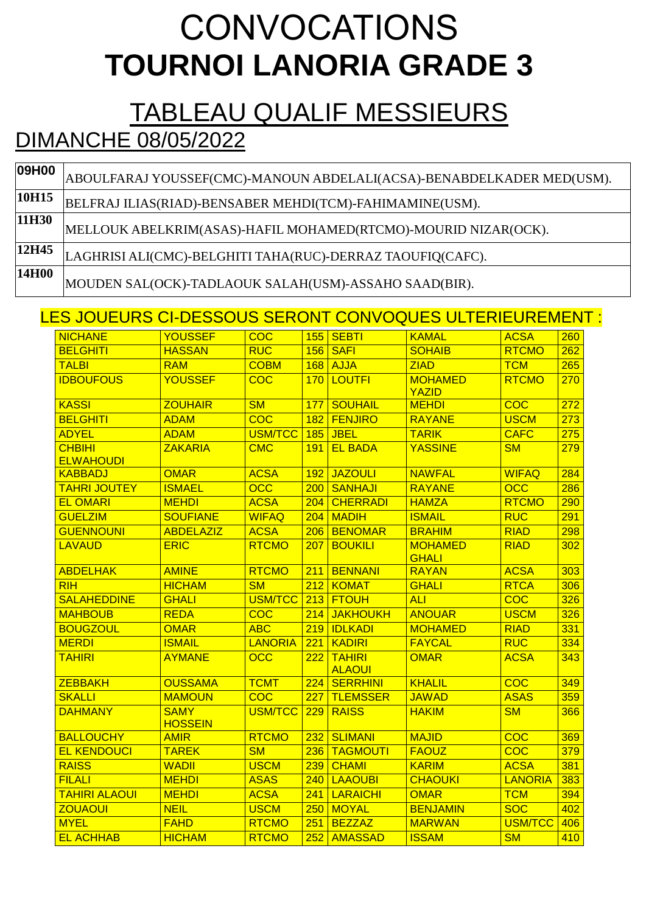# CONVOCATIONS
# **TOURNOI LANORIA GRADE 3**

## TABLEAU QUALIF MESSIEURS

### DIMANCHE 08/05/2022

| | |
|---|---|
| **09H00** | ABOULFARAJ YOUSSEF(CMC)-MANOUN ABDELALI(ACSA)-BENABDELKADER MED(USM). |
| **10H15** | BELFRAJ ILIAS(RIAD)-BENSABER MEHDI(TCM)-FAHIMAMINE(USM). |
| **11H30** | MELLOUK ABELKRIM(ASAS)-HAFIL MOHAMED(RTCMO)-MOURID NIZAR(OCK). |
| **12H45** | LAGHRISI ALI(CMC)-BELGHITI TAHA(RUC)-DERRAZ TAOUFIQ(CAFC). |
| **14H00** | MOUDEN SAL(OCK)-TADLAOUK SALAH(USM)-ASSAHO SAAD(BIR). |

### LES JOUEURS CI-DESSOUS SERONT CONVOQUES ULTERIEUREMENT :

| | | | | | | | |
|---|---|---|---|---|---|---|---|
| NICHANE | YOUSSEF | COC | 155 | SEBTI | KAMAL | ACSA | 260 |
| BELGHITI | HASSAN | RUC | 156 | SAFI | SOHAIB | RTCMO | 262 |
| TALBI | RAM | COBM | 168 | AJJA | ZIAD | TCM | 265 |
| IDBOUFOUS | YOUSSEF | COC | 170 | LOUTFI | MOHAMED YAZID | RTCMO | 270 |
| KASSI | ZOUHAIR | SM | 177 | SOUHAIL | MEHDI | COC | 272 |
| BELGHITI | ADAM | COC | 182 | FENJIRO | RAYANE | USCM | 273 |
| ADYEL | ADAM | USM/TCC | 185 | JBEL | TARIK | CAFC | 275 |
| CHBIHI ELWAHOUDI | ZAKARIA | CMC | 191 | EL BADA | YASSINE | SM | 279 |
| KABBADJ | OMAR | ACSA | 192 | JAZOULI | NAWFAL | WIFAQ | 284 |
| TAHRI JOUTEY | ISMAEL | OCC | 200 | SANHAJI | RAYANE | OCC | 286 |
| EL OMARI | MEHDI | ACSA | 204 | CHERRADI | HAMZA | RTCMO | 290 |
| GUELZIM | SOUFIANE | WIFAQ | 204 | MADIH | ISMAIL | RUC | 291 |
| GUENNOUNI | ABDELAZIZ | ACSA | 206 | BENOMAR | BRAHIM | RIAD | 298 |
| LAVAUD | ERIC | RTCMO | 207 | BOUKILI | MOHAMED GHALI | RIAD | 302 |
| ABDELHAK | AMINE | RTCMO | 211 | BENNANI | RAYAN | ACSA | 303 |
| RIH | HICHAM | SM | 212 | KOMAT | GHALI | RTCA | 306 |
| SALAHEDDINE | GHALI | USM/TCC | 213 | FTOUH | ALI | COC | 326 |
| MAHBOUB | REDA | COC | 214 | JAKHOUKH | ANOUAR | USCM | 326 |
| BOUGZOUL | OMAR | ABC | 219 | IDLKADI | MOHAMED | RIAD | 331 |
| MERDI | ISMAIL | LANORIA | 221 | KADIRI | FAYCAL | RUC | 334 |
| TAHIRI | AYMANE | OCC | 222 | TAHIRI ALAOUI | OMAR | ACSA | 343 |
| ZEBBAKH | OUSSAMA | TCMT | 224 | SERRHINI | KHALIL | COC | 349 |
| SKALLI | MAMOUN | COC | 227 | TLEMSSER | JAWAD | ASAS | 359 |
| DAHMANY | SAMY HOSSEIN | USM/TCC | 229 | RAISS | HAKIM | SM | 366 |
| BALLOUCHY | AMIR | RTCMO | 232 | SLIMANI | MAJID | COC | 369 |
| EL KENDOUCI | TAREK | SM | 236 | TAGMOUTI | FAOUZ | COC | 379 |
| RAISS | WADII | USCM | 239 | CHAMI | KARIM | ACSA | 381 |
| FILALI | MEHDI | ASAS | 240 | LAAOUBI | CHAOUKI | LANORIA | 383 |
| TAHIRI ALAOUI | MEHDI | ACSA | 241 | LARAICHI | OMAR | TCM | 394 |
| ZOUAOUI | NEIL | USCM | 250 | MOYAL | BENJAMIN | SOC | 402 |
| MYEL | FAHD | RTCMO | 251 | BEZZAZ | MARWAN | USM/TCC | 406 |
| EL ACHHAB | HICHAM | RTCMO | 252 | AMASSAD | ISSAM | SM | 410 |